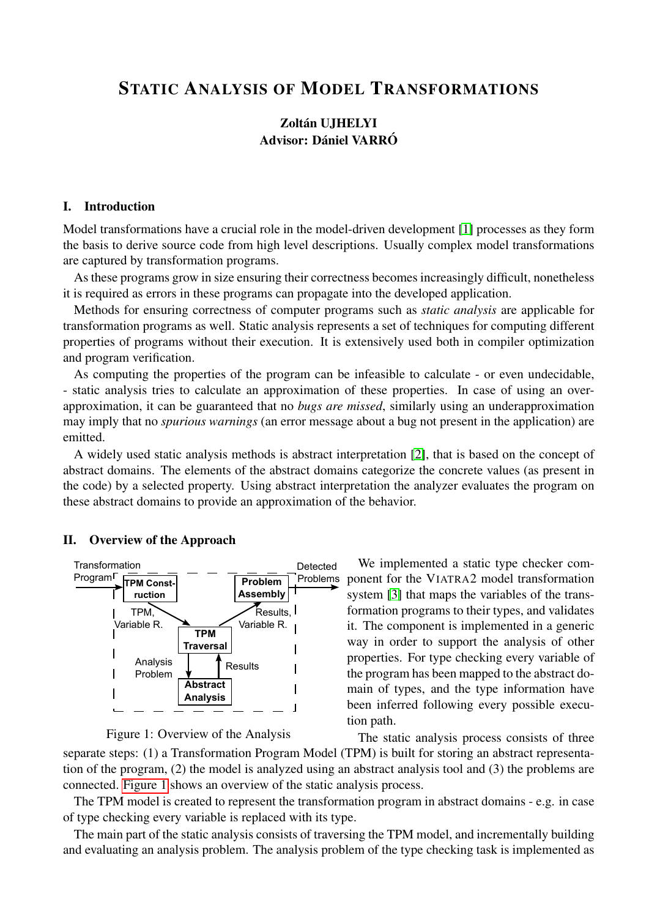# Static Analysis of Model Transformations

**Zoltán UJHELYI**
**Advisor: Dániel VARRÓ**

## I. Introduction

Model transformations have a crucial role in the model-driven development [1] processes as they form the basis to derive source code from high level descriptions. Usually complex model transformations are captured by transformation programs.

As these programs grow in size ensuring their correctness becomes increasingly difficult, nonetheless it is required as errors in these programs can propagate into the developed application.

Methods for ensuring correctness of computer programs such as *static analysis* are applicable for transformation programs as well. Static analysis represents a set of techniques for computing different properties of programs without their execution. It is extensively used both in compiler optimization and program verification.

As computing the properties of the program can be infeasible to calculate - or even undecidable, - static analysis tries to calculate an approximation of these properties. In case of using an over-approximation, it can be guaranteed that no *bugs are missed*, similarly using an underapproximation may imply that no *spurious warnings* (an error message about a bug not present in the application) are emitted.

A widely used static analysis methods is abstract interpretation [2], that is based on the concept of abstract domains. The elements of the abstract domains categorize the concrete values (as present in the code) by a selected property. Using abstract interpretation the analyzer evaluates the program on these abstract domains to provide an approximation of the behavior.

## II. Overview of the Approach

Figure 1: Overview of the Analysis

We implemented a static type checker component for the VIATRA2 model transformation system [3] that maps the variables of the transformation programs to their types, and validates it. The component is implemented in a generic way in order to support the analysis of other properties. For type checking every variable of the program has been mapped to the abstract domain of types, and the type information have been inferred following every possible execution path.

The static analysis process consists of three separate steps: (1) a Transformation Program Model (TPM) is built for storing an abstract representation of the program, (2) the model is analyzed using an abstract analysis tool and (3) the problems are connected. Figure 1 shows an overview of the static analysis process.

The TPM model is created to represent the transformation program in abstract domains - e.g. in case of type checking every variable is replaced with its type.

The main part of the static analysis consists of traversing the TPM model, and incrementally building and evaluating an analysis problem. The analysis problem of the type checking task is implemented as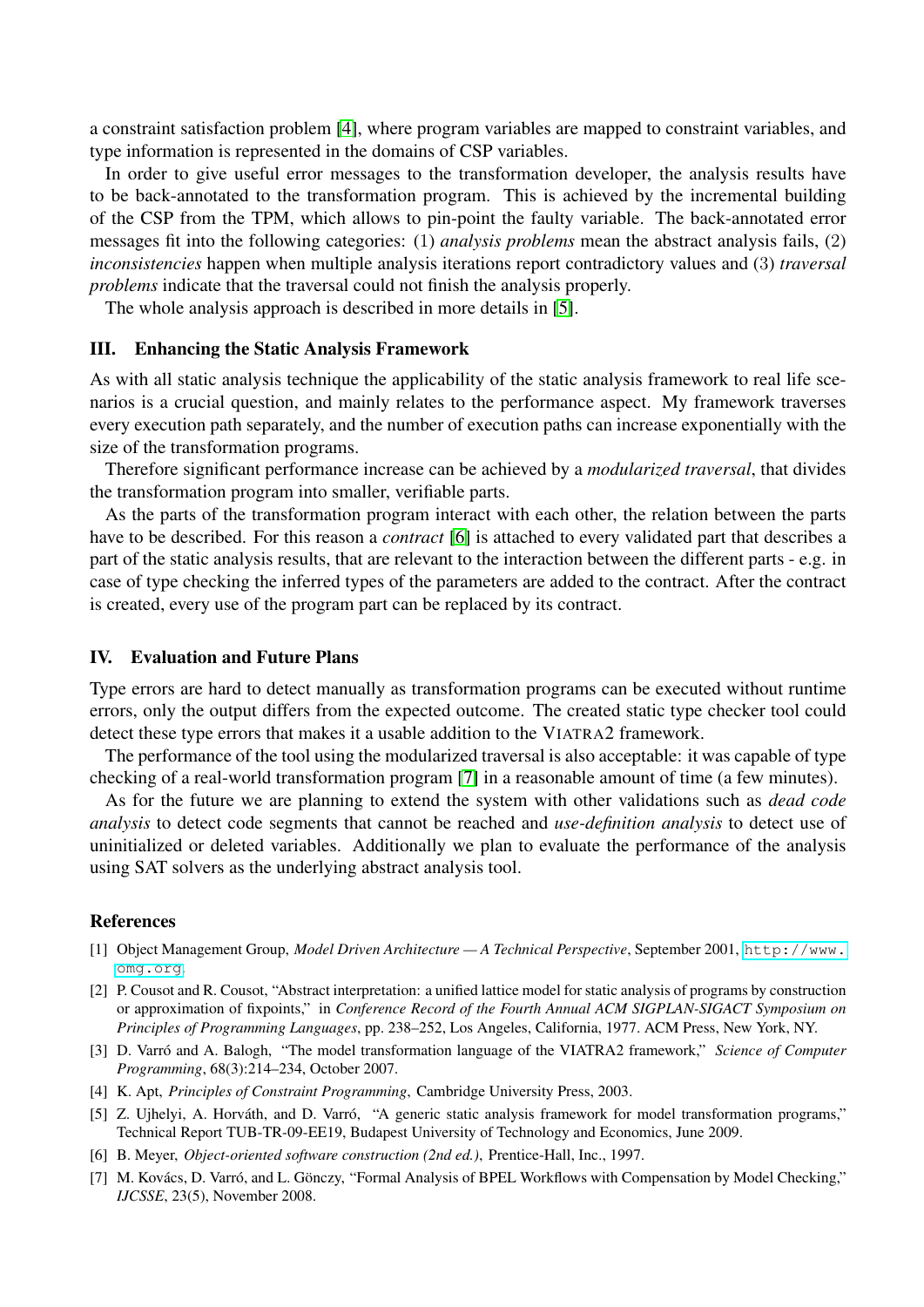a constraint satisfaction problem [4], where program variables are mapped to constraint variables, and type information is represented in the domains of CSP variables.

In order to give useful error messages to the transformation developer, the analysis results have to be back-annotated to the transformation program. This is achieved by the incremental building of the CSP from the TPM, which allows to pin-point the faulty variable. The back-annotated error messages fit into the following categories: (1) *analysis problems* mean the abstract analysis fails, (2) *inconsistencies* happen when multiple analysis iterations report contradictory values and (3) *traversal problems* indicate that the traversal could not finish the analysis properly.

The whole analysis approach is described in more details in [5].

## III. Enhancing the Static Analysis Framework

As with all static analysis technique the applicability of the static analysis framework to real life scenarios is a crucial question, and mainly relates to the performance aspect. My framework traverses every execution path separately, and the number of execution paths can increase exponentially with the size of the transformation programs.

Therefore significant performance increase can be achieved by a *modularized traversal*, that divides the transformation program into smaller, verifiable parts.

As the parts of the transformation program interact with each other, the relation between the parts have to be described. For this reason a *contract* [6] is attached to every validated part that describes a part of the static analysis results, that are relevant to the interaction between the different parts - e.g. in case of type checking the inferred types of the parameters are added to the contract. After the contract is created, every use of the program part can be replaced by its contract.

## IV. Evaluation and Future Plans

Type errors are hard to detect manually as transformation programs can be executed without runtime errors, only the output differs from the expected outcome. The created static type checker tool could detect these type errors that makes it a usable addition to the VIATRA2 framework.

The performance of the tool using the modularized traversal is also acceptable: it was capable of type checking of a real-world transformation program [7] in a reasonable amount of time (a few minutes).

As for the future we are planning to extend the system with other validations such as *dead code analysis* to detect code segments that cannot be reached and *use-definition analysis* to detect use of uninitialized or deleted variables. Additionally we plan to evaluate the performance of the analysis using SAT solvers as the underlying abstract analysis tool.

### References

[1] Object Management Group, *Model Driven Architecture — A Technical Perspective*, September 2001, http://www.omg.org.

[2] P. Cousot and R. Cousot, "Abstract interpretation: a unified lattice model for static analysis of programs by construction or approximation of fixpoints," in *Conference Record of the Fourth Annual ACM SIGPLAN-SIGACT Symposium on Principles of Programming Languages*, pp. 238–252, Los Angeles, California, 1977. ACM Press, New York, NY.

[3] D. Varró and A. Balogh, "The model transformation language of the VIATRA2 framework," *Science of Computer Programming*, 68(3):214–234, October 2007.

[4] K. Apt, *Principles of Constraint Programming*, Cambridge University Press, 2003.

[5] Z. Ujhelyi, A. Horváth, and D. Varró, "A generic static analysis framework for model transformation programs," Technical Report TUB-TR-09-EE19, Budapest University of Technology and Economics, June 2009.

[6] B. Meyer, *Object-oriented software construction (2nd ed.)*, Prentice-Hall, Inc., 1997.

[7] M. Kovács, D. Varró, and L. Gönczy, "Formal Analysis of BPEL Workflows with Compensation by Model Checking," *IJCSSE*, 23(5), November 2008.